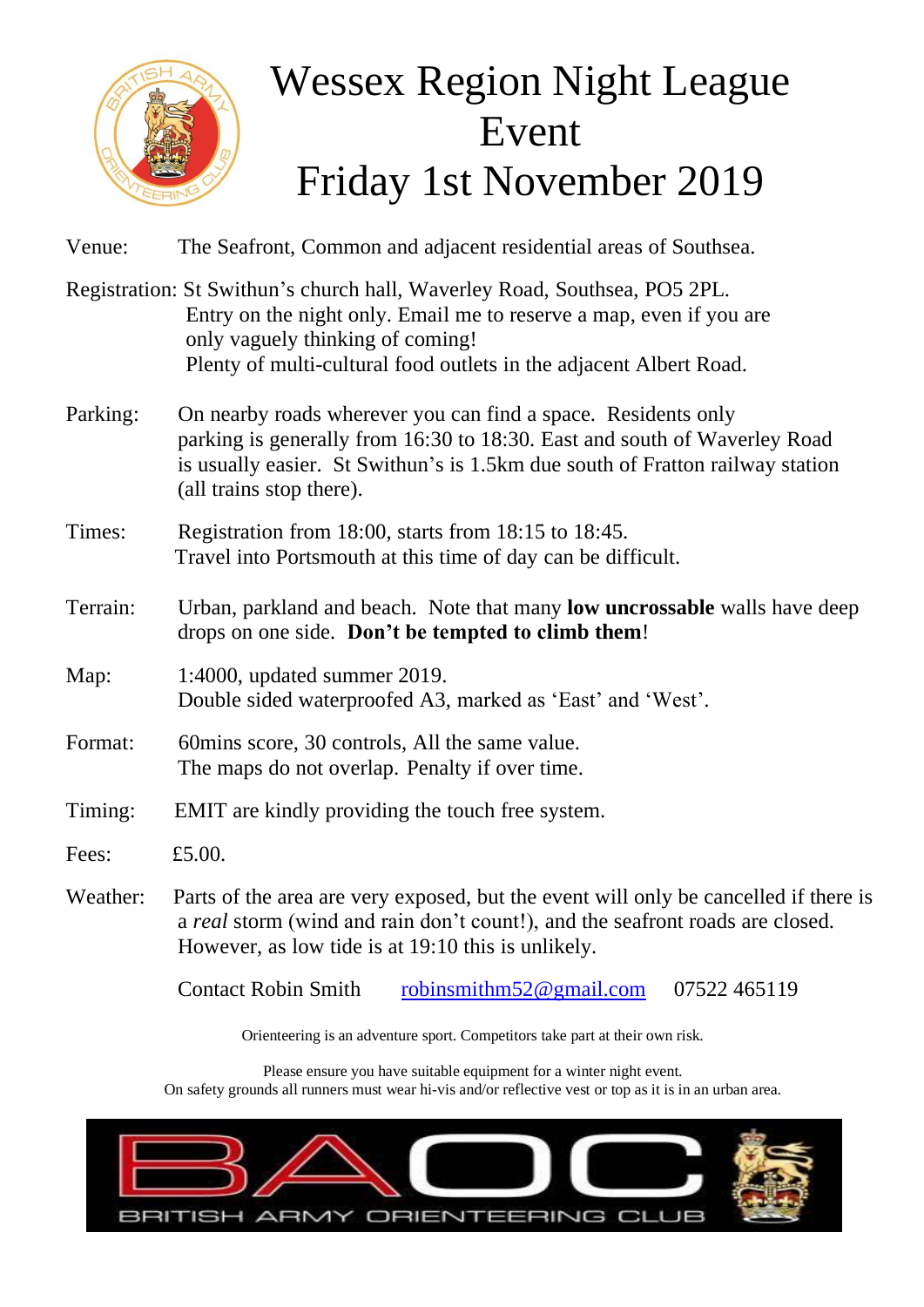# Wessex Region Night League Event
# Friday 1st November 2019

Venue: The Seafront, Common and adjacent residential areas of Southsea.

Registration: St Swithun's church hall, Waverley Road, Southsea, PO5 2PL.
Entry on the night only. Email me to reserve a map, even if you are only vaguely thinking of coming!
Plenty of multi-cultural food outlets in the adjacent Albert Road.

Parking: On nearby roads wherever you can find a space. Residents only parking is generally from 16:30 to 18:30. East and south of Waverley Road is usually easier. St Swithun's is 1.5km due south of Fratton railway station (all trains stop there).

Times: Registration from 18:00, starts from 18:15 to 18:45.
Travel into Portsmouth at this time of day can be difficult.

Terrain: Urban, parkland and beach. Note that many **low uncrossable** walls have deep drops on one side. **Don't be tempted to climb them**!

Map: 1:4000, updated summer 2019.
Double sided waterproofed A3, marked as 'East' and 'West'.

Format: 60mins score, 30 controls, All the same value.
The maps do not overlap. Penalty if over time.

Timing: EMIT are kindly providing the touch free system.

Fees: £5.00.

Weather: Parts of the area are very exposed, but the event will only be cancelled if there is a *real* storm (wind and rain don't count!), and the seafront roads are closed. However, as low tide is at 19:10 this is unlikely.

Contact Robin Smith robinsmithm52@gmail.com 07522 465119

Orienteering is an adventure sport. Competitors take part at their own risk.

Please ensure you have suitable equipment for a winter night event.
On safety grounds all runners must wear hi-vis and/or reflective vest or top as it is in an urban area.

BAOC
BRITISH ARMY ORIENTEERING CLUB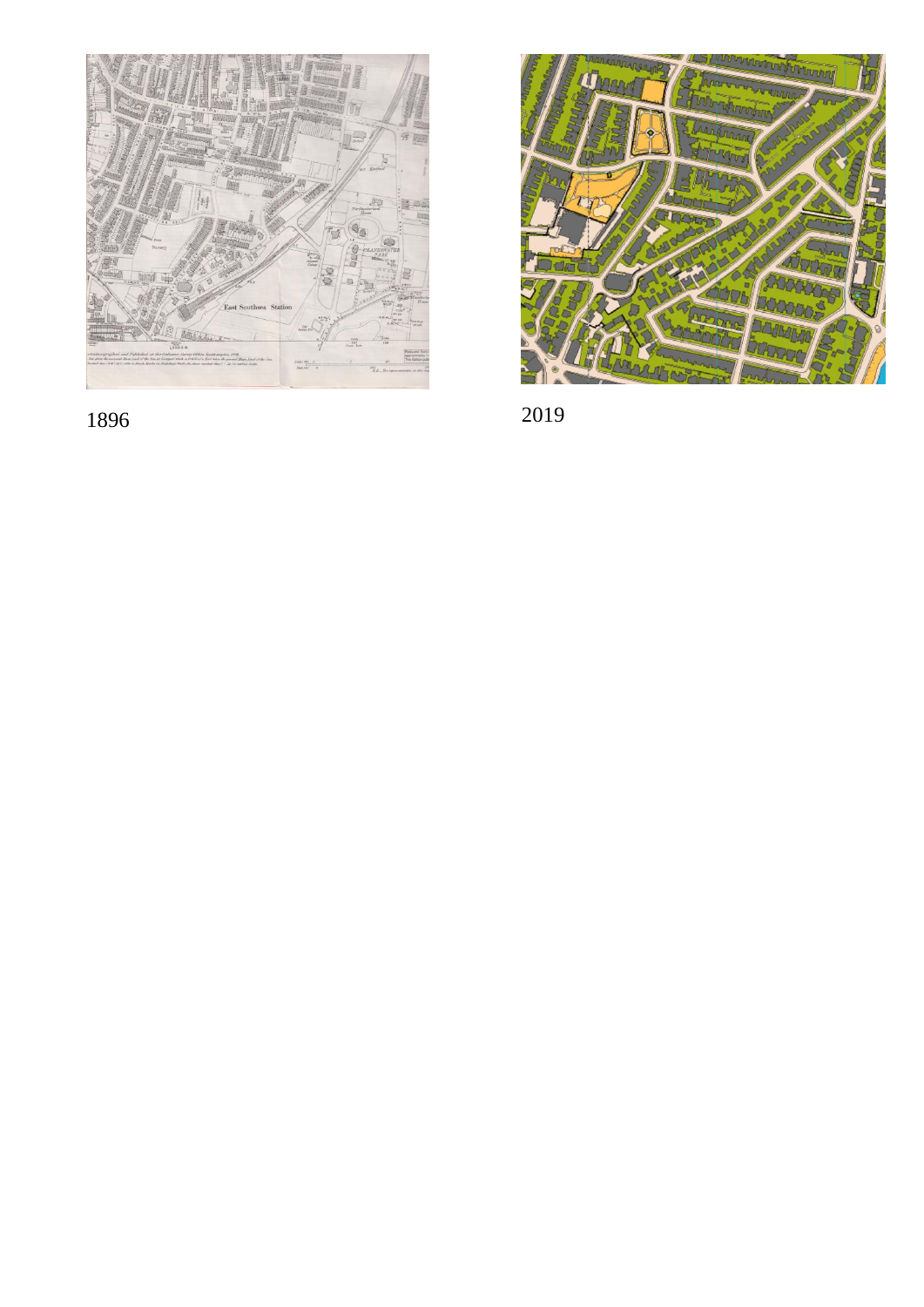1896

2019